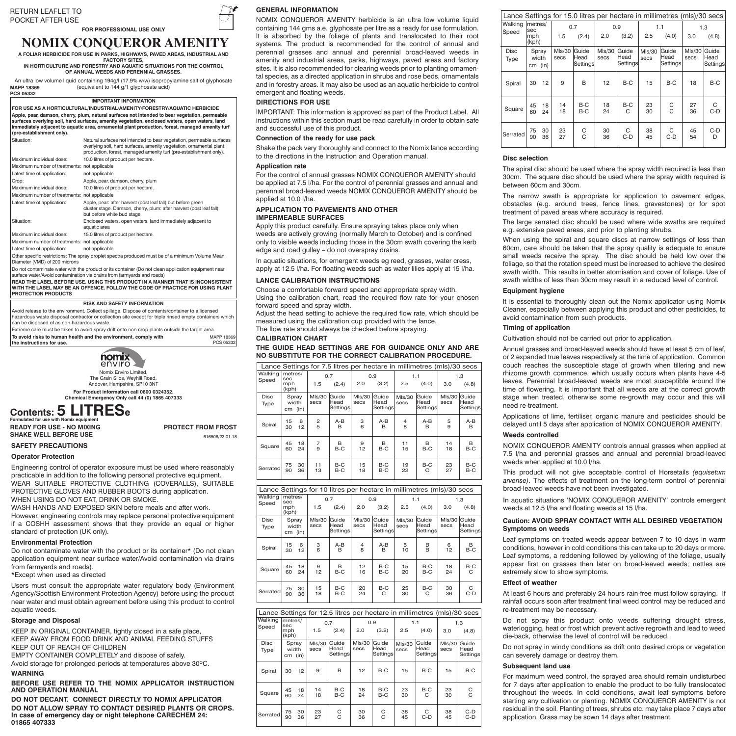RETURN LEAFLET TO POCKET AFTER USE

**FOR PROFESSIONAL USE ONLY**

# NOMIX CONQUEROR AMENITY

**A FOLIAR HERBICIDE FOR USE IN PARKS, HIGHWAYS, PAVED AREAS, INDUSTRIAL AND FACTORY SITES, IN HORTICULTURE AND FORESTRY AND AQUATIC SITUATIONS FOR THE CONTROL OF ANNUAL WEEDS AND PERENNIAL GRASSES.**

An ultra low volume liquid containing 194g/l (17.9% w/w) isopropylamine salt of glyphosate (equivalent to 144 g/l glyphosate acid)

**MAPP 18369**
**PCS 05332**

## IMPORTANT INFORMATION

**FOR USE AS A HORTICULTURAL/INDUSTRIAL/AMENITY/FORESTRY/AQUATIC HERBICIDE**

**Apple, pear, damson, cherry, plum, natural surfaces not intended to bear vegetation, permeable surfaces overlying soil, hard surfaces, amenity vegetation, enclosed waters, open waters, land immediately adjacent to aquatic area, ornamental plant production, forest, managed amenity turf (pre-establishment only).**

| | |
|---|---|
| Situation: | Natural surfaces not intended to bear vegetation, permeable surfaces overlying soil, hard surfaces, amenity vegetation, ornamental plant production, forest, managed amenity turf (pre-establishment only). |
| Maximum individual dose: | 10.0 litres of product per hectare. |
| Maximum number of treatments: | not applicable |
| Latest time of application: | not applicable |
| Crop: | Apple, pear, damson, cherry, plum |
| Maximum individual dose: | 10.0 litres of product per hectare. |
| Maximum number of treatments: | not applicable |
| Latest time of application: | Apple, pear: after harvest (post leaf fall) but before green cluster stage. Damson, cherry, plum: after harvest (post leaf fall) but before white bud stage. |
| Situation: | Enclosed waters, open waters, land immediately adjacent to aquatic area |
| Maximum individual dose: | 15.0 litres of product per hectare. |
| Maximum number of treatments: | not applicable |
| Latest time of application: | not applicable |

Other specific restrictions: The spray droplet spectra produced must be of a minimum Volume Mean Diameter (VMD) of 200 microns

Do not contaminate water with the product or its container (Do not clean application equipment near surface water/Avoid contamination via drains from farmyards and roads).

**READ THE LABEL BEFORE USE. USING THIS PRODUCT IN A MANNER THAT IS INCONSISTENT WITH THE LABEL MAY BE AN OFFENCE. FOLLOW THE CODE OF PRACTICE FOR USING PLANT PROTECTION PRODUCTS**

## RISK AND SAFETY INFORMATION

Avoid release to the environment. Collect spillage. Dispose of contents/container to a licensed hazardous waste disposal contractor or collection site except for triple rinsed empty containers which can be disposed of as non-hazardous waste.

Extreme care must be taken to avoid spray drift onto non-crop plants outside the target area.

**To avoid risks to human health and the environment, comply with the instructions for use.** MAPP 18369 PCS 05332

nomix enviro

Nomix Enviro Limited, The Grain Silos, Weyhill Road, Andover, Hampshire, SP10 3NT

**For Product information call 0800 0324352. Chemical Emergency Only call 44 (0) 1865 407333**

## Contents: 5 LITRES℮

**Formulated for use with Nomix equipment**

**READY FOR USE - NO MIXING** **PROTECT FROM FROST**

**SHAKE WELL BEFORE USE**

616506/23.01.18

## SAFETY PRECAUTIONS

### Operator Protection

Engineering control of operator exposure must be used where reasonably practicable in addition to the following personal protective equipment.

WEAR SUITABLE PROTECTIVE CLOTHING (COVERALLS), SUITABLE PROTECTIVE GLOVES AND RUBBER BOOTS during application.

WHEN USING DO NOT EAT, DRINK OR SMOKE.

WASH HANDS AND EXPOSED SKIN before meals and after work.

However, engineering controls may replace personal protective equipment if a COSHH assessment shows that they provide an equal or higher standard of protection (UK only).

### Environmental Protection

Do not contaminate water with the product or its container* (Do not clean application equipment near surface water/Avoid contamination via drains from farmyards and roads).

*Except when used as directed

Users must consult the appropriate water regulatory body (Environment Agency/Scottish Environment Protection Agency) before using the product near water and must obtain agreement before using this product to control aquatic weeds.

### Storage and Disposal

KEEP IN ORIGINAL CONTAINER, tightly closed in a safe place,
KEEP AWAY FROM FOOD DRINK AND ANIMAL FEEDING STUFFS
KEEP OUT OF REACH OF CHILDREN
EMPTY CONTAINER COMPLETELY and dispose of safely.
Avoid storage for prolonged periods at temperatures above 30ºC.

### WARNING

**BEFORE USE REFER TO THE NOMIX APPLICATOR INSTRUCTION AND OPERATION MANUAL**

**DO NOT DECANT. CONNECT DIRECTLY TO NOMIX APPLICATOR**

**DO NOT ALLOW SPRAY TO CONTACT DESIRED PLANTS OR CROPS.**

**In case of emergency day or night telephone CARECHEM 24: 01865 407333**

## GENERAL INFORMATION

NOMIX CONQUEROR AMENITY herbicide is an ultra low volume liquid containing 144 gms a.e. glyphosate per litre as a ready for use formulation. It is absorbed by the foliage of plants and translocated to their root systems. The product is recommended for the control of annual and perennial grasses and annual and perennial broad-leaved weeds in amenity and industrial areas, parks, highways, paved areas and factory sites. It is also recommended for clearing weeds prior to planting ornamental species, as a directed application in shrubs and rose beds, ornamentals and in forestry areas. It may also be used as an aquatic herbicide to control emergent and floating weeds.

## DIRECTIONS FOR USE

IMPORTANT: This information is approved as part of the Product Label. All instructions within this section must be read carefully in order to obtain safe and successful use of this product.

### Connection of the ready for use pack

Shake the pack very thoroughly and connect to the Nomix lance according to the directions in the Instruction and Operation manual.

### Application rate

For the control of annual grasses NOMIX CONQUEROR AMENITY should be applied at 7.5 l/ha. For the control of perennial grasses and annual and perennial broad-leaved weeds NOMIX CONQUEROR AMENITY should be applied at 10.0 l/ha.

### APPLICATION TO PAVEMENTS AND OTHER IMPERMEABLE SURFACES

Apply this product carefully. Ensure spraying takes place only when weeds are actively growing (normally March to October) and is confined only to visible weeds including those in the 30cm swath covering the kerb edge and road gulley – do not overspray drains.

In aquatic situations, for emergent weeds eg reed, grasses, water cress, apply at 12.5 l/ha. For floating weeds such as water lilies apply at 15 l/ha.

## LANCE CALIBRATION INSTRUCTIONS

Choose a comfortable forward speed and appropriate spray width.

Using the calibration chart, read the required flow rate for your chosen forward speed and spray width.

Adjust the head setting to achieve the required flow rate, which should be measured using the calibration cup provided with the lance.

The flow rate should always be checked before spraying.

## CALIBRATION CHART

**THE GUIDE HEAD SETTINGS ARE FOR GUIDANCE ONLY AND ARE NO SUBSTITUTE FOR THE CORRECT CALIBRATION PROCEDURE.**

Lance Settings for 7.5 litres per hectare in millimetres (mls)/30 secs

| Walking Speed | metres/sec mph (kph) | 0.7 1.5 (2.4) | | 0.9 2.0 (3.2) | | 1.1 2.5 (4.0) | | 1.3 3.0 (4.8) | |
|---|---|---|---|---|---|---|---|---|---|
| Disc Type | Spray width cm (in) | Mls/30 secs | Guide Head Settings | Mls/30 secs | Guide Head Settings | Mls/30 secs | Guide Head Settings | Mls/30 secs | Guide Head Settings |
| Spiral | 15 (6) | 2 | A-B | 3 | A-B | 4 | A-B | 5 | A-B |
| | 30 (12) | 5 | B | 6 | B | 8 | B | 9 | B |
| Square | 45 (18) | 7 | B | 9 | B | 11 | B | 14 | B |
| | 60 (24) | 9 | B-C | 12 | B-C | 15 | B-C | 18 | B-C |
| Serrated | 75 (30) | 11 | B-C | 15 | B-C | 19 | B-C | 23 | B-C |
| | 90 (36) | 13 | B-C | 18 | B-C | 22 | C | 27 | B-C |

Lance Settings for 10 litres per hectare in millimetres (mls)/30 secs

| Walking Speed | metres/sec mph (kph) | 0.7 1.5 (2.4) | | 0.9 2.0 (3.2) | | 1.1 2.5 (4.0) | | 1.3 3.0 (4.8) | |
|---|---|---|---|---|---|---|---|---|---|
| Disc Type | Spray width cm (in) | Mls/30 secs | Guide Head Settings | Mls/30 secs | Guide Head Settings | Mls/30 secs | Guide Head Settings | Mls/30 secs | Guide Head Settings |
| Spiral | 15 (6) | 3 | A-B | 4 | A-B | 5 | B | 6 | B |
| | 30 (12) | 6 | B | 8 | B | 10 | B | 12 | B-C |
| Square | 45 (18) | 9 | B | 12 | B-C | 15 | B-C | 18 | B-C |
| | 60 (24) | 12 | B-C | 16 | B-C | 20 | B-C | 24 | C |
| Serrated | 75 (30) | 15 | B-C | 20 | B-C | 25 | B-C | 30 | C |
| | 90 (36) | 18 | B-C | 24 | C | 30 | C | 36 | C-D |

Lance Settings for 12.5 litres per hectare in millimetres (mls)/30 secs

| Walking Speed | metres/sec mph (kph) | 0.7 1.5 (2.4) | | 0.9 2.0 (3.2) | | 1.1 2.5 (4.0) | | 1.3 3.0 (4.8) | |
|---|---|---|---|---|---|---|---|---|---|
| Disc Type | Spray width cm (in) | Mls/30 secs | Guide Head Settings | Mls/30 secs | Guide Head Settings | Mls/30 secs | Guide Head Settings | Mls/30 secs | Guide Head Settings |
| Spiral | 30 (12) | 9 | B | 12 | B-C | 15 | B-C | 15 | B-C |
| Square | 45 (18) | 14 | B-C | 18 | B-C | 23 | B-C | 23 | C |
| | 60 (24) | 18 | B-C | 24 | B-C | 30 | C | 30 | C |
| Serrated | 75 (30) | 23 | C | 30 | C | 38 | C | 38 | C-D |
| | 90 (36) | 27 | C | 36 | C | 45 | C-D | 45 | C-D |

Lance Settings for 15.0 litres per hectare in millimetres (mls)/30 secs

| Walking Speed | metres/sec mph (kph) | 0.7 1.5 (2.4) | | 0.9 2.0 (3.2) | | 1.1 2.5 (4.0) | | 1.3 3.0 (4.8) | |
|---|---|---|---|---|---|---|---|---|---|
| Disc Type | Spray width cm (in) | Mls/30 secs | Guide Head Settings | Mls/30 secs | Guide Head Settings | Mls/30 secs | Guide Head Settings | Mls/30 secs | Guide Head Settings |
| Spiral | 30 (12) | 9 | B | 12 | B-C | 15 | B-C | 18 | B-C |
| Square | 45 (18) | 14 | B-C | 18 | B-C | 23 | C | 27 | C |
| | 60 (24) | 18 | B-C | 24 | C | 30 | C | 36 | C-D |
| Serrated | 75 (30) | 23 | C | 30 | C | 38 | C | 45 | C-D |
| | 90 (36) | 27 | C | 36 | C-D | 45 | C-D | 54 | D |

### Disc selection

The spiral disc should be used where the spray width required is less than 30cm. The square disc should be used where the spray width required is between 60cm and 30cm.

The narrow swath is appropriate for application to pavement edges, obstacles (e.g. around trees, fence lines, gravestones) or for spot treatment of paved areas where accuracy is required.

The large serrated disc should be used where wide swaths are required e.g. extensive paved areas, and prior to planting shrubs.

When using the spiral and square discs at narrow settings of less than 60cm, care should be taken that the spray quality is adequate to ensure small weeds receive the spray. The disc should be held low over the foliage, so that the rotation speed must be increased to achieve the desired swath width. This results in better atomisation and cover of foliage. Use of swath widths of less than 30cm may result in a reduced level of control.

### Equipment hygiene

It is essential to thoroughly clean out the Nomix applicator using Nomix Cleaner, especially between applying this product and other pesticides, to avoid contamination from such products.

### Timing of application

Cultivation should not be carried out prior to application.

Annual grasses and broad-leaved weeds should have at least 5 cm of leaf, or 2 expanded true leaves respectively at the time of application. Common couch reaches the susceptible stage of growth when tillering and new rhizome growth commence, which usually occurs when plants have 4-5 leaves. Perennial broad-leaved weeds are most susceptible around the time of flowering. It is important that all weeds are at the correct growth stage when treated, otherwise some re-growth may occur and this will need re-treatment.

Applications of lime, fertiliser, organic manure and pesticides should be delayed until 5 days after application of NOMIX CONQUEROR AMENITY.

### Weeds controlled

NOMIX CONQUEROR AMENITY controls annual grasses when applied at 7.5 l/ha and perennial grasses and annual and perennial broad-leaved weeds when applied at 10.0 l/ha.

This product will not give acceptable control of Horsetails *(equisetum arvense)*. The effects of treatment on the long-term control of perennial broad-leaved weeds have not been investigated.

In aquatic situations 'NOMIX CONQUEROR AMENITY' controls emergent weeds at 12.5 l/ha and floating weeds at 15 l/ha.

### Caution: AVOID SPRAY CONTACT WITH ALL DESIRED VEGETATION

### Symptoms on weeds

Leaf symptoms on treated weeds appear between 7 to 10 days in warm conditions, however in cold conditions this can take up to 20 days or more. Leaf symptoms, a reddening followed by yellowing of the foliage, usually appear first on grasses then later on broad-leaved weeds; nettles are extremely slow to show symptoms.

### Effect of weather

At least 6 hours and preferably 24 hours rain-free must follow spraying. If rainfall occurs soon after treatment final weed control may be reduced and re-treatment may be necessary.

Do not spray this product onto weeds suffering drought stress, waterlogging, heat or frost which prevent active regrowth and lead to weed die-back, otherwise the level of control will be reduced.

Do not spray in windy conditions as drift onto desired crops or vegetation can severely damage or destroy them.

### Subsequent land use

For maximum weed control, the sprayed area should remain undisturbed for 7 days after application to enable the product to be fully translocated throughout the weeds. In cold conditions, await leaf symptoms before starting any cultivation or planting. NOMIX CONQUEROR AMENITY is not residual in the soil. Planting of trees, shrubs etc. may take place 7 days after application. Grass may be sown 14 days after treatment.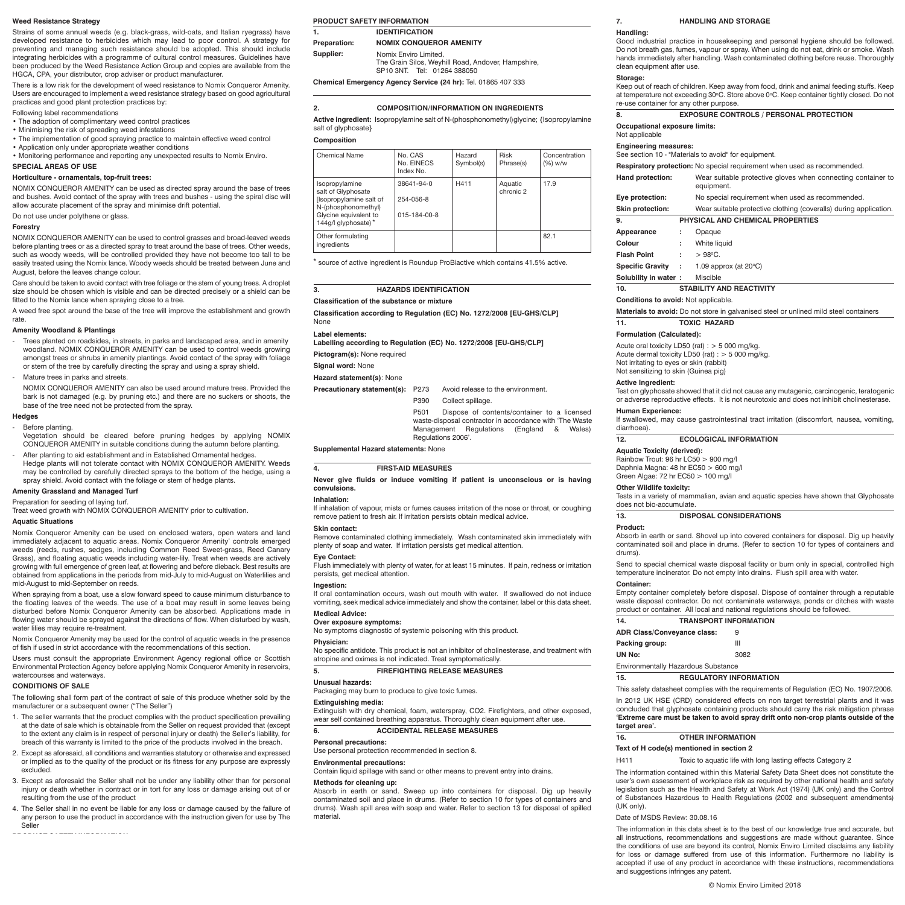### Weed Resistance Strategy

Strains of some annual weeds (e.g. black-grass, wild-oats, and Italian ryegrass) have developed resistance to herbicides which may lead to poor control. A strategy for preventing and managing such resistance should be adopted. This should include integrating herbicides with a programme of cultural control measures. Guidelines have been produced by the Weed Resistance Action Group and copies are available from the HGCA, CPA, your distributor, crop adviser or product manufacturer.

There is a low risk for the development of weed resistance to Nomix Conqueror Amenity. Users are encouraged to implement a weed resistance strategy based on good agricultural practices and good plant protection practices by:

Following label recommendations

- The adoption of complimentary weed control practices
- Minimising the risk of spreading weed infestations
- The implementation of good spraying practice to maintain effective weed control
- Application only under appropriate weather conditions
- Monitoring performance and reporting any unexpected results to Nomix Enviro.

### SPECIAL AREAS OF USE

#### Horticulture - ornamentals, top-fruit trees:

NOMIX CONQUEROR AMENITY can be used as directed spray around the base of trees and bushes. Avoid contact of the spray with trees and bushes - using the spiral disc will allow accurate placement of the spray and minimise drift potential.

Do not use under polythene or glass.

#### Forestry

NOMIX CONQUEROR AMENITY can be used to control grasses and broad-leaved weeds before planting trees or as a directed spray to treat around the base of trees. Other weeds, such as woody weeds, will be controlled provided they have not become too tall to be easily treated using the Nomix lance. Woody weeds should be treated between June and August, before the leaves change colour.

Care should be taken to avoid contact with tree foliage or the stem of young trees. A droplet size should be chosen which is visible and can be directed precisely or a shield can be fitted to the Nomix lance when spraying close to a tree.

A weed free spot around the base of the tree will improve the establishment and growth rate.

#### Amenity Woodland & Plantings

- Trees planted on roadsides, in streets, in parks and landscaped area, and in amenity woodland. NOMIX CONQUEROR AMENITY can be used to control weeds growing amongst trees or shrubs in amenity plantings. Avoid contact of the spray with foliage or stem of the tree by carefully directing the spray and using a spray shield.
- Mature trees in parks and streets.

  NOMIX CONQUEROR AMENITY can also be used around mature trees. Provided the bark is not damaged (e.g. by pruning etc.) and there are no suckers or shoots, the base of the tree need not be protected from the spray.

#### Hedges

- Before planting.
  Vegetation should be cleared before pruning hedges by applying NOMIX CONQUEROR AMENITY in suitable conditions during the autumn before planting.
- After planting to aid establishment and in Established Ornamental hedges.
  Hedge plants will not tolerate contact with NOMIX CONQUEROR AMENITY. Weeds may be controlled by carefully directed sprays to the bottom of the hedge, using a spray shield. Avoid contact with the foliage or stem of hedge plants.

#### Amenity Grassland and Managed Turf

Preparation for seeding of laying turf.
Treat weed growth with NOMIX CONQUEROR AMENITY prior to cultivation.

#### Aquatic Situations

Nomix Conqueror Amenity can be used on enclosed waters, open waters and land immediately adjacent to aquatic areas. Nomix Conqueror Amenity' controls emerged weeds (reeds, rushes, sedges, including Common Reed Sweet-grass, Reed Canary Grass), and floating aquatic weeds including water-lily. Treat when weeds are actively growing with full emergence of green leaf, at flowering and before dieback. Best results are obtained from applications in the periods from mid-July to mid-August on Waterlilies and mid-August to mid-September on reeds.

When spraying from a boat, use a slow forward speed to cause minimum disturbance to the floating leaves of the weeds. The use of a boat may result in some leaves being disturbed before Nomix Conqueror Amenity can be absorbed. Applications made in flowing water should be sprayed against the directions of flow. When disturbed by wash, water lilies may require re-treatment.

Nomix Conqueror Amenity may be used for the control of aquatic weeds in the presence of fish if used in strict accordance with the recommendations of this section.

Users must consult the appropriate Environment Agency regional office or Scottish Environmental Protection Agency before applying Nomix Conqueror Amenity in reservoirs, watercourses and waterways.

### CONDITIONS OF SALE

The following shall form part of the contract of sale of this produce whether sold by the manufacturer or a subsequent owner ("The Seller")

1. The seller warrants that the product complies with the product specification prevailing at the date of sale which is obtainable from the Seller on request provided that (except to the extent any claim is in respect of personal injury or death) the Seller's liability, for breach of this warranty is limited to the price of the products involved in the breach.
2. Except as aforesaid, all conditions and warranties statutory or otherwise and expressed or implied as to the quality of the product or its fitness for any purpose are expressly excluded.
3. Except as aforesaid the Seller shall not be under any liability other than for personal injury or death whether in contract or in tort for any loss or damage arising out of or resulting from the use of the product
4. The Seller shall in no event be liable for any loss or damage caused by the failure of any person to use the product in accordance with the instruction given for use by The Seller

## PRODUCT SAFETY INFORMATION

### 1. IDENTIFICATION

**Preparation:** NOMIX CONQUEROR AMENITY

**Supplier:** Nomix Enviro Limited,
The Grain Silos, Weyhill Road, Andover, Hampshire,
SP10 3NT. Tel: 01264 388050

**Chemical Emergency Agency Service (24 hr):** Tel. 01865 407 333

### 2. COMPOSITION/INFORMATION ON INGREDIENTS

**Active ingredient:** Isopropylamine salt of N-(phosphonomethyl)glycine; {Isopropylamine salt of glyphosate}

**Composition**

| Chemical Name | No. CAS<br>No. EINECS<br>Index No. | Hazard Symbol(s) | Risk Phrase(s) | Concentration (%) w/w |
|---|---|---|---|---|
| Isopropylamine salt of Glyphosate [Isopropylamine salt of N-(phosphonomethyl) Glycine equivalent to 144g/l glyphosate) * | 38641-94-0<br>254-056-8<br>015-184-00-8 | H411 | Aquatic chronic 2 | 17.9 |
| Other formulating ingredients | | | | 82.1 |

\* source of active ingredient is Roundup ProBiactive which contains 41.5% active.

### 3. HAZARDS IDENTIFICATION

**Classification of the substance or mixture**

**Classification according to Regulation (EC) No. 1272/2008 [EU-GHS/CLP]**
None

**Label elements:**
**Labelling according to Regulation (EC) No. 1272/2008 [EU-GHS/CLP]**

**Pictogram(s):** None required

**Signal word:** None

**Hazard statement(s)**: None

**Precautionary statement(s):**
P273 Avoid release to the environment.
P390 Collect spillage.
P501 Dispose of contents/container to a licensed waste-disposal contractor in accordance with 'The Waste Management Regulations (England & Wales) Regulations 2006'.

**Supplemental Hazard statements:** None

### 4. FIRST-AID MEASURES

**Never give fluids or induce vomiting if patient is unconscious or is having convulsions.**

**Inhalation:**
If inhalation of vapour, mists or fumes causes irritation of the nose or throat, or coughing remove patient to fresh air. If irritation persists obtain medical advice.

**Skin contact:**
Remove contaminated clothing immediately. Wash contaminated skin immediately with plenty of soap and water. If irritation persists get medical attention.

**Eye Contact:**
Flush immediately with plenty of water, for at least 15 minutes. If pain, redness or irritation persists, get medical attention.

**Ingestion:**
If oral contamination occurs, wash out mouth with water. If swallowed do not induce vomiting, seek medical advice immediately and show the container, label or this data sheet.

**Medical Advice:**

**Over exposure symptoms:**
No symptoms diagnostic of systemic poisoning with this product.

**Physician:**
No specific antidote. This product is not an inhibitor of cholinesterase, and treatment with atropine and oximes is not indicated. Treat symptomatically.

### 5. FIREFIGHTING RELEASE MEASURES

**Unusual hazards:**
Packaging may burn to produce to give toxic fumes.

**Extinguishing media:**
Extinguish with dry chemical, foam, waterspray, CO2. Firefighters, and other exposed, wear self contained breathing apparatus. Thoroughly clean equipment after use.

### 6. ACCIDENTAL RELEASE MEASURES

**Personal precautions:**
Use personal protection recommended in section 8.

**Environmental precautions:**
Contain liquid spillage with sand or other means to prevent entry into drains.

**Methods for cleaning up:**
Absorb in earth or sand. Sweep up into containers for disposal. Dig up heavily contaminated soil and place in drums. (Refer to section 10 for types of containers and drums). Wash spill area with soap and water. Refer to section 13 for disposal of spilled material.

### 7. HANDLING AND STORAGE

**Handling:**
Good industrial practice in housekeeping and personal hygiene should be followed. Do not breath gas, fumes, vapour or spray. When using do not eat, drink or smoke. Wash hands immediately after handling. Wash contaminated clothing before reuse. Thoroughly clean equipment after use.

**Storage:**
Keep out of reach of children. Keep away from food, drink and animal feeding stuffs. Keep at temperature not exceeding 30°C. Store above 0°C. Keep container tightly closed. Do not re-use container for any other purpose.

### 8. EXPOSURE CONTROLS / PERSONAL PROTECTION

**Occupational exposure limits:**
Not applicable

**Engineering measures:**
See section 10 - "Materials to avoid" for equipment.

**Respiratory protection:** No special requirement when used as recommended.

**Hand protection:** Wear suitable protective gloves when connecting container to equipment.

**Eye protection:** No special requirement when used as recommended.

**Skin protection:** Wear suitable protective clothing (coveralls) during application.

### 9. PHYSICAL AND CHEMICAL PROPERTIES

**Appearance** : Opaque
**Colour** : White liquid
**Flash Point** : > 98°C.
**Specific Gravity** : 1.09 approx (at 20°C)
**Solubility in water** : Miscible

### 10. STABILITY AND REACTIVITY

**Conditions to avoid:** Not applicable.

**Materials to avoid:** Do not store in galvanised steel or unlined mild steel containers

### 11. TOXIC HAZARD

**Formulation (Calculated):**

Acute oral toxicity LD50 (rat) : > 5 000 mg/kg.
Acute dermal toxicity LD50 (rat) : > 5 000 mg/kg.
Not irritating to eyes or skin (rabbit)
Not sensitizing to skin (Guinea pig)

**Active Ingredient:**
Test on glyphosate showed that it did not cause any mutagenic, carcinogenic, teratogenic or adverse reproductive effects. It is not neurotoxic and does not inhibit cholinesterase.

**Human Experience:**
If swallowed, may cause gastrointestinal tract irritation (discomfort, nausea, vomiting, diarrhoea).

### 12. ECOLOGICAL INFORMATION

**Aquatic Toxicity (derived):**
Rainbow Trout: 96 hr LC50 > 900 mg/l
Daphnia Magna: 48 hr EC50 > 600 mg/l
Green Algae: 72 hr EC50 > 100 mg/l

**Other Wildlife toxicity:**
Tests in a variety of mammalian, avian and aquatic species have shown that Glyphosate does not bio-accumulate.

### 13. DISPOSAL CONSIDERATIONS

**Product:**
Absorb in earth or sand. Shovel up into covered containers for disposal. Dig up heavily contaminated soil and place in drums. (Refer to section 10 for types of containers and drums).

Send to special chemical waste disposal facility or burn only in special, controlled high temperature incinerator. Do not empty into drains. Flush spill area with water.

**Container:**
Empty container completely before disposal. Dispose of container through a reputable waste disposal contractor. Do not contaminate waterways, ponds or ditches with waste product or container. All local and national regulations should be followed.

### 14. TRANSPORT INFORMATION

**ADR Class/Conveyance class:** 9
**Packing group:** III
**UN No:** 3082

Environmentally Hazardous Substance

### 15. REGULATORY INFORMATION

This safety datasheet complies with the requirements of Regulation (EC) No. 1907/2006.

In 2012 UK HSE (CRD) considered effects on non target terrestrial plants and it was concluded that glyphosate containing products should carry the risk mitigation phrase **'Extreme care must be taken to avoid spray drift onto non-crop plants outside of the target area'.**

### 16. OTHER INFORMATION

**Text of H code(s) mentioned in section 2**

H411 Toxic to aquatic life with long lasting effects Category 2

The information contained within this Material Safety Data Sheet does not constitute the user's own assessment of workplace risk as required by other national health and safety legislation such as the Health and Safety at Work Act (1974) (UK only) and the Control of Substances Hazardous to Health Regulations (2002 and subsequent amendments) (UK only).

Date of MSDS Review: 30.08.16

The information in this data sheet is to the best of our knowledge true and accurate, but all instructions, recommendations and suggestions are made without guarantee. Since the conditions of use are beyond its control, Nomix Enviro Limited disclaims any liability for loss or damage suffered from use of this information. Furthermore no liability is accepted if use of any product in accordance with these instructions, recommendations and suggestions infringes any patent.

© Nomix Enviro Limited 2018